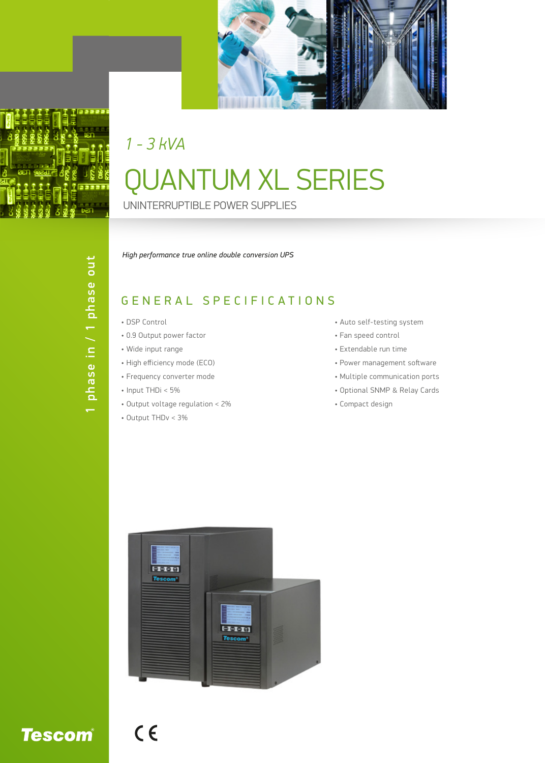*1 - 3 kVA*

# QUANTUM XL SERIES

UNINTERRUPTIBLE POWER SUPPLIES

1 phase in / 1 phase out

*High performance true online double conversion UPS*

## GENERAL SPECIFICATIONS

- DSP Control
- 0.9 Output power factor
- Wide input range
- High efficiency mode (ECO)
- Frequency converter mode
- Input THDi < 5%
- Output voltage regulation < 2%
- Output THDv < 3%
- Auto self-testing system
- Fan speed control
- Extendable run time
- Power management software
- Multiple communication ports
- Optional SNMP & Relay Cards
- Compact design

Tescom

CE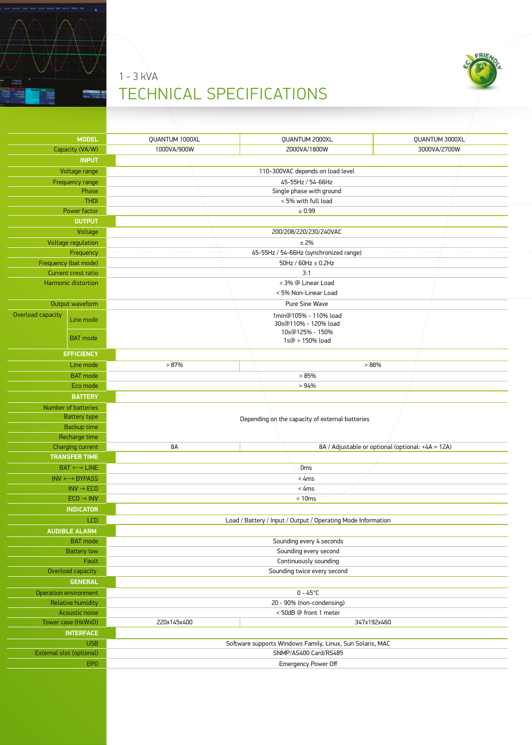1 - 3 kVA

# TECHNICAL SPECIFICATIONS

| MODEL | QUANTUM 1000XL | QUANTUM 2000XL | QUANTUM 3000XL |
|---|---|---|---|
| Capacity (VA/W) | 1000VA/900W | 2000VA/1800W | 3000VA/2700W |
| **INPUT** | | | |
| Voltage range | 110~300VAC depends on load level | | |
| Frequency range | 45-55Hz / 54-66Hz | | |
| Phase | Single phase with ground | | |
| THDI | < 5% with full load | | |
| Power factor | ≥ 0.99 | | |
| **OUTPUT** | | | |
| Voltage | 200/208/220/230/240VAC | | |
| Voltage regulation | ± 2% | | |
| Frequency | 45-55Hz / 54-66Hz (synchronized range) | | |
| Frequency (bat mode) | 50Hz / 60Hz ± 0.2Hz | | |
| Current crest ratio | 3:1 | | |
| Harmonic distortion | < 3% @ Linear Load<br>< 5% Non-Linear Load | | |
| Output waveform | Pure Sine Wave | | |
| Overload capacity – Line mode / BAT mode | 1min@105% - 110% load<br>30s@110% - 120% load<br>10s@125% - 150%<br>1s@ > 150% load | | |
| **EFFICIENCY** | | | |
| Line mode | > 87% | > 88% | |
| BAT mode | > 85% | | |
| Eco mode | > 94% | | |
| **BATTERY** | | | |
| Number of batteries | Depending on the capacity of external batteries | | |
| Battery type | | | |
| Backup time | | | |
| Recharge time | | | |
| Charging current | 8A | 8A / Adjustable or optional (optional: +4A = 12A) | |
| **TRANSFER TIME** | | | |
| BAT ←→ LINE | 0ms | | |
| INV ←→ BYPASS | < 4ms | | |
| INV → ECO | < 4ms | | |
| ECO → INV | < 10ms | | |
| **INDICATOR** | | | |
| LCD | Load / Battery / Input / Output / Operating Mode Information | | |
| **AUDIBLE ALARM** | | | |
| BAT mode | Sounding every 4 seconds | | |
| Battery low | Sounding every second | | |
| Fault | Continuously sounding | | |
| Overload capacity | Sounding twice every second | | |
| **GENERAL** | | | |
| Operation environment | 0 - 45°C | | |
| Relative humidity | 20 - 90% (non-condensing) | | |
| Acoustic noise | < 50dB @ front 1 meter | | |
| Tower case (HxWxD) | 220x145x400 | 347x192x460 | |
| **INTERFACE** | | | |
| USB | Software supports Windows Family, Linux, Sun Solaris, MAC | | |
| External slot (optional) | SNMP/AS400 Card/RS485 | | |
| EPO | Emergency Power Off | | |